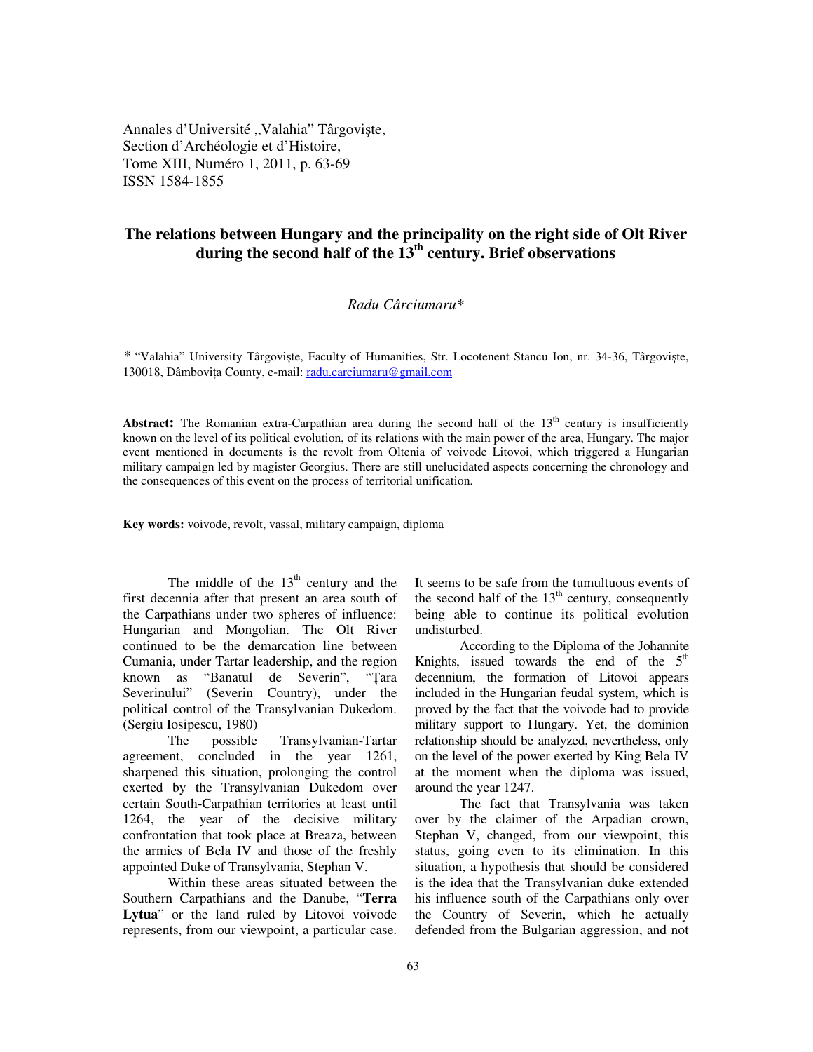Annales d'Université „Valahia" Târgovişte,
Section d'Archéologie et d'Histoire,
Tome XIII, Numéro 1, 2011, p. 63-69
ISSN 1584-1855

# The relations between Hungary and the principality on the right side of Olt River during the second half of the 13th century. Brief observations

*Radu Cârciumaru**

\* "Valahia" University Târgovişte, Faculty of Humanities, Str. Locotenent Stancu Ion, nr. 34-36, Târgovişte, 130018, Dâmboviţa County, e-mail: radu.carciumaru@gmail.com

**Abstract:** The Romanian extra-Carpathian area during the second half of the 13th century is insufficiently known on the level of its political evolution, of its relations with the main power of the area, Hungary. The major event mentioned in documents is the revolt from Oltenia of voivode Litovoi, which triggered a Hungarian military campaign led by magister Georgius. There are still unelucidated aspects concerning the chronology and the consequences of this event on the process of territorial unification.

**Key words:** voivode, revolt, vassal, military campaign, diploma

The middle of the 13th century and the first decennia after that present an area south of the Carpathians under two spheres of influence: Hungarian and Mongolian. The Olt River continued to be the demarcation line between Cumania, under Tartar leadership, and the region known as "Banatul de Severin", "Ţara Severinului" (Severin Country), under the political control of the Transylvanian Dukedom. (Sergiu Iosipescu, 1980)

The possible Transylvanian-Tartar agreement, concluded in the year 1261, sharpened this situation, prolonging the control exerted by the Transylvanian Dukedom over certain South-Carpathian territories at least until 1264, the year of the decisive military confrontation that took place at Breaza, between the armies of Bela IV and those of the freshly appointed Duke of Transylvania, Stephan V.

Within these areas situated between the Southern Carpathians and the Danube, "**Terra Lytua**" or the land ruled by Litovoi voivode represents, from our viewpoint, a particular case. It seems to be safe from the tumultuous events of the second half of the 13th century, consequently being able to continue its political evolution undisturbed.

According to the Diploma of the Johannite Knights, issued towards the end of the 5th decennium, the formation of Litovoi appears included in the Hungarian feudal system, which is proved by the fact that the voivode had to provide military support to Hungary. Yet, the dominion relationship should be analyzed, nevertheless, only on the level of the power exerted by King Bela IV at the moment when the diploma was issued, around the year 1247.

The fact that Transylvania was taken over by the claimer of the Arpadian crown, Stephan V, changed, from our viewpoint, this status, going even to its elimination. In this situation, a hypothesis that should be considered is the idea that the Transylvanian duke extended his influence south of the Carpathians only over the Country of Severin, which he actually defended from the Bulgarian aggression, and not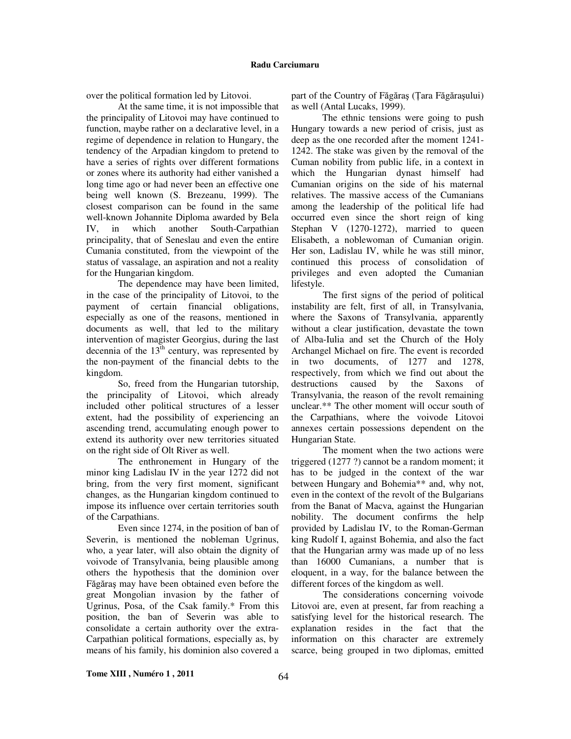over the political formation led by Litovoi.

At the same time, it is not impossible that the principality of Litovoi may have continued to function, maybe rather on a declarative level, in a regime of dependence in relation to Hungary, the tendency of the Arpadian kingdom to pretend to have a series of rights over different formations or zones where its authority had either vanished a long time ago or had never been an effective one being well known (S. Brezeanu, 1999). The closest comparison can be found in the same well-known Johannite Diploma awarded by Bela IV, in which another South-Carpathian principality, that of Seneslau and even the entire Cumania constituted, from the viewpoint of the status of vassalage, an aspiration and not a reality for the Hungarian kingdom.

The dependence may have been limited, in the case of the principality of Litovoi, to the payment of certain financial obligations, especially as one of the reasons, mentioned in documents as well, that led to the military intervention of magister Georgius, during the last decennia of the 13th century, was represented by the non-payment of the financial debts to the kingdom.

So, freed from the Hungarian tutorship, the principality of Litovoi, which already included other political structures of a lesser extent, had the possibility of experiencing an ascending trend, accumulating enough power to extend its authority over new territories situated on the right side of Olt River as well.

The enthronement in Hungary of the minor king Ladislau IV in the year 1272 did not bring, from the very first moment, significant changes, as the Hungarian kingdom continued to impose its influence over certain territories south of the Carpathians.

Even since 1274, in the position of ban of Severin, is mentioned the nobleman Ugrinus, who, a year later, will also obtain the dignity of voivode of Transylvania, being plausible among others the hypothesis that the dominion over Făgăraş may have been obtained even before the great Mongolian invasion by the father of Ugrinus, Posa, of the Csak family.* From this position, the ban of Severin was able to consolidate a certain authority over the extra-Carpathian political formations, especially as, by means of his family, his dominion also covered a part of the Country of Făgăraş (Ţara Făgăraşului) as well (Antal Lucaks, 1999).

The ethnic tensions were going to push Hungary towards a new period of crisis, just as deep as the one recorded after the moment 1241-1242. The stake was given by the removal of the Cuman nobility from public life, in a context in which the Hungarian dynast himself had Cumanian origins on the side of his maternal relatives. The massive access of the Cumanians among the leadership of the political life had occurred even since the short reign of king Stephan V (1270-1272), married to queen Elisabeth, a noblewoman of Cumanian origin. Her son, Ladislau IV, while he was still minor, continued this process of consolidation of privileges and even adopted the Cumanian lifestyle.

The first signs of the period of political instability are felt, first of all, in Transylvania, where the Saxons of Transylvania, apparently without a clear justification, devastate the town of Alba-Iulia and set the Church of the Holy Archangel Michael on fire. The event is recorded in two documents, of 1277 and 1278, respectively, from which we find out about the destructions caused by the Saxons of Transylvania, the reason of the revolt remaining unclear.** The other moment will occur south of the Carpathians, where the voivode Litovoi annexes certain possessions dependent on the Hungarian State.

The moment when the two actions were triggered (1277 ?) cannot be a random moment; it has to be judged in the context of the war between Hungary and Bohemia** and, why not, even in the context of the revolt of the Bulgarians from the Banat of Macva, against the Hungarian nobility. The document confirms the help provided by Ladislau IV, to the Roman-German king Rudolf I, against Bohemia, and also the fact that the Hungarian army was made up of no less than 16000 Cumanians, a number that is eloquent, in a way, for the balance between the different forces of the kingdom as well.

The considerations concerning voivode Litovoi are, even at present, far from reaching a satisfying level for the historical research. The explanation resides in the fact that the information on this character are extremely scarce, being grouped in two diplomas, emitted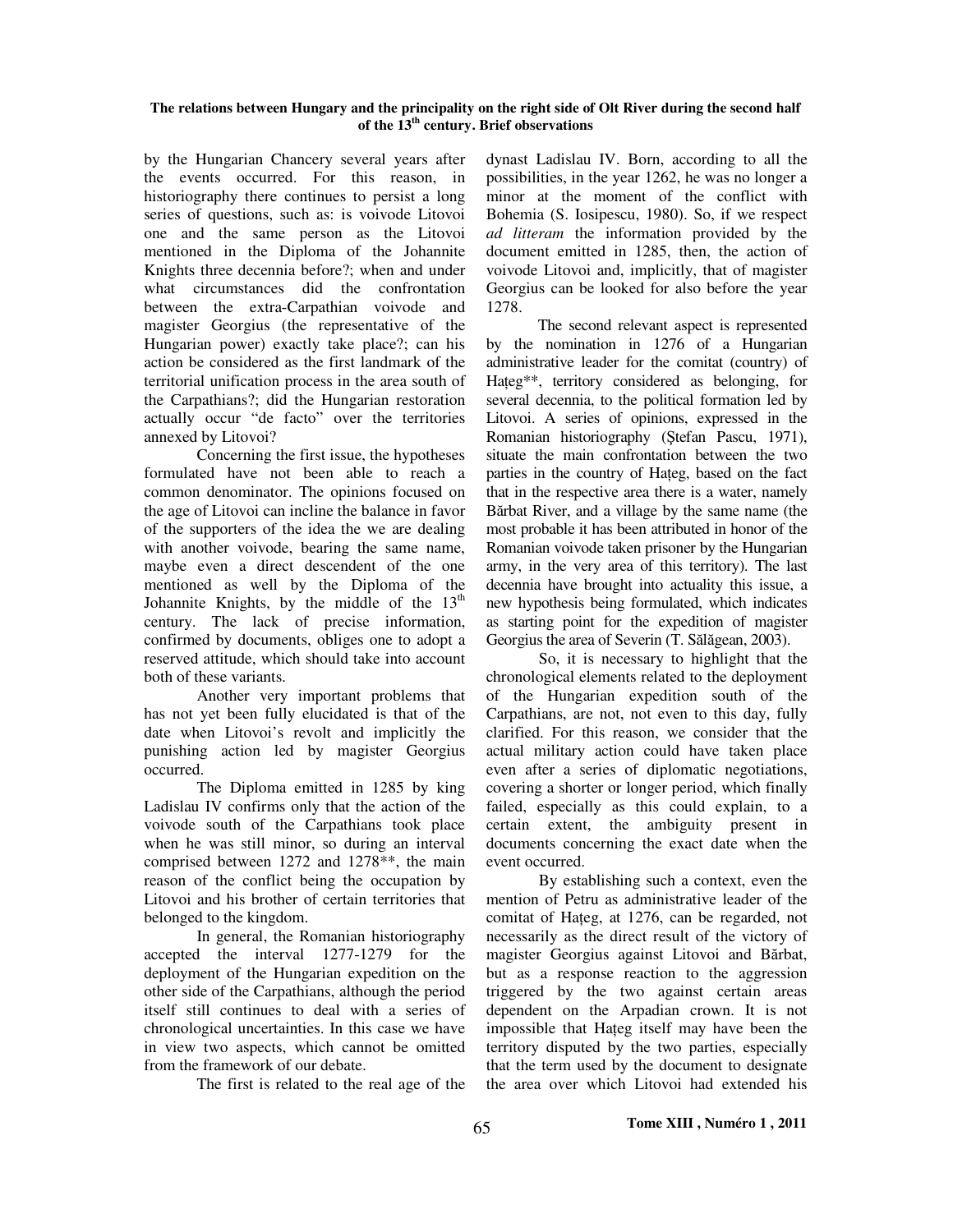by the Hungarian Chancery several years after the events occurred. For this reason, in historiography there continues to persist a long series of questions, such as: is voivode Litovoi one and the same person as the Litovoi mentioned in the Diploma of the Johannite Knights three decennia before?; when and under what circumstances did the confrontation between the extra-Carpathian voivode and magister Georgius (the representative of the Hungarian power) exactly take place?; can his action be considered as the first landmark of the territorial unification process in the area south of the Carpathians?; did the Hungarian restoration actually occur "de facto" over the territories annexed by Litovoi?

Concerning the first issue, the hypotheses formulated have not been able to reach a common denominator. The opinions focused on the age of Litovoi can incline the balance in favor of the supporters of the idea the we are dealing with another voivode, bearing the same name, maybe even a direct descendent of the one mentioned as well by the Diploma of the Johannite Knights, by the middle of the 13[th] century. The lack of precise information, confirmed by documents, obliges one to adopt a reserved attitude, which should take into account both of these variants.

Another very important problems that has not yet been fully elucidated is that of the date when Litovoi's revolt and implicitly the punishing action led by magister Georgius occurred.

The Diploma emitted in 1285 by king Ladislau IV confirms only that the action of the voivode south of the Carpathians took place when he was still minor, so during an interval comprised between 1272 and 1278**, the main reason of the conflict being the occupation by Litovoi and his brother of certain territories that belonged to the kingdom.

In general, the Romanian historiography accepted the interval 1277-1279 for the deployment of the Hungarian expedition on the other side of the Carpathians, although the period itself still continues to deal with a series of chronological uncertainties. In this case we have in view two aspects, which cannot be omitted from the framework of our debate.

The first is related to the real age of the dynast Ladislau IV. Born, according to all the possibilities, in the year 1262, he was no longer a minor at the moment of the conflict with Bohemia (S. Iosipescu, 1980). So, if we respect *ad litteram* the information provided by the document emitted in 1285, then, the action of voivode Litovoi and, implicitly, that of magister Georgius can be looked for also before the year 1278.

The second relevant aspect is represented by the nomination in 1276 of a Hungarian administrative leader for the comitat (country) of Hațeg**, territory considered as belonging, for several decennia, to the political formation led by Litovoi. A series of opinions, expressed in the Romanian historiography (Ștefan Pascu, 1971), situate the main confrontation between the two parties in the country of Hațeg, based on the fact that in the respective area there is a water, namely Bărbat River, and a village by the same name (the most probable it has been attributed in honor of the Romanian voivode taken prisoner by the Hungarian army, in the very area of this territory). The last decennia have brought into actuality this issue, a new hypothesis being formulated, which indicates as starting point for the expedition of magister Georgius the area of Severin (T. Sălăgean, 2003).

So, it is necessary to highlight that the chronological elements related to the deployment of the Hungarian expedition south of the Carpathians, are not, not even to this day, fully clarified. For this reason, we consider that the actual military action could have taken place even after a series of diplomatic negotiations, covering a shorter or longer period, which finally failed, especially as this could explain, to a certain extent, the ambiguity present in documents concerning the exact date when the event occurred.

By establishing such a context, even the mention of Petru as administrative leader of the comitat of Hațeg, at 1276, can be regarded, not necessarily as the direct result of the victory of magister Georgius against Litovoi and Bărbat, but as a response reaction to the aggression triggered by the two against certain areas dependent on the Arpadian crown. It is not impossible that Hațeg itself may have been the territory disputed by the two parties, especially that the term used by the document to designate the area over which Litovoi had extended his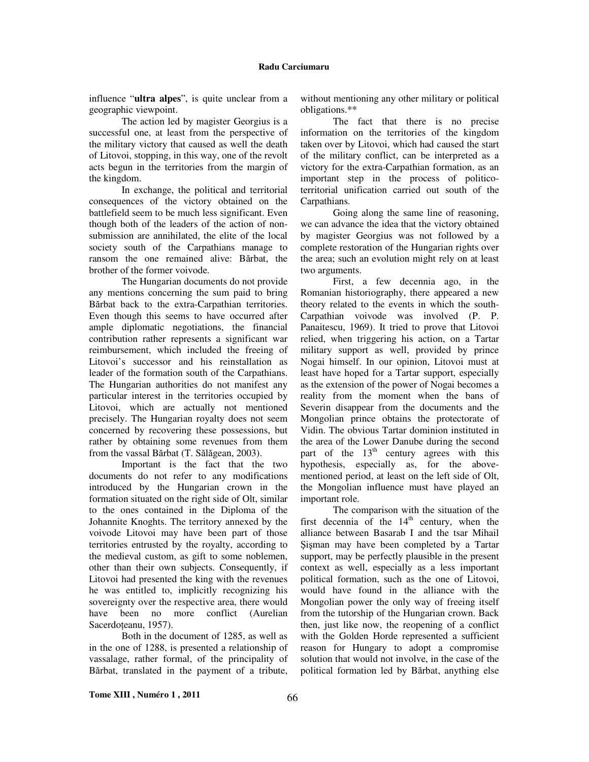influence "**ultra alpes**", is quite unclear from a geographic viewpoint.

The action led by magister Georgius is a successful one, at least from the perspective of the military victory that caused as well the death of Litovoi, stopping, in this way, one of the revolt acts begun in the territories from the margin of the kingdom.

In exchange, the political and territorial consequences of the victory obtained on the battlefield seem to be much less significant. Even though both of the leaders of the action of non-submission are annihilated, the elite of the local society south of the Carpathians manage to ransom the one remained alive: Bărbat, the brother of the former voivode.

The Hungarian documents do not provide any mentions concerning the sum paid to bring Bărbat back to the extra-Carpathian territories. Even though this seems to have occurred after ample diplomatic negotiations, the financial contribution rather represents a significant war reimbursement, which included the freeing of Litovoi's successor and his reinstallation as leader of the formation south of the Carpathians. The Hungarian authorities do not manifest any particular interest in the territories occupied by Litovoi, which are actually not mentioned precisely. The Hungarian royalty does not seem concerned by recovering these possessions, but rather by obtaining some revenues from them from the vassal Bărbat (T. Sălăgean, 2003).

Important is the fact that the two documents do not refer to any modifications introduced by the Hungarian crown in the formation situated on the right side of Olt, similar to the ones contained in the Diploma of the Johannite Knoghts. The territory annexed by the voivode Litovoi may have been part of those territories entrusted by the royalty, according to the medieval custom, as gift to some noblemen, other than their own subjects. Consequently, if Litovoi had presented the king with the revenues he was entitled to, implicitly recognizing his sovereignty over the respective area, there would have been no more conflict (Aurelian Sacerdoțeanu, 1957).

Both in the document of 1285, as well as in the one of 1288, is presented a relationship of vassalage, rather formal, of the principality of Bărbat, translated in the payment of a tribute, without mentioning any other military or political obligations.**

The fact that there is no precise information on the territories of the kingdom taken over by Litovoi, which had caused the start of the military conflict, can be interpreted as a victory for the extra-Carpathian formation, as an important step in the process of politico-territorial unification carried out south of the Carpathians.

Going along the same line of reasoning, we can advance the idea that the victory obtained by magister Georgius was not followed by a complete restoration of the Hungarian rights over the area; such an evolution might rely on at least two arguments.

First, a few decennia ago, in the Romanian historiography, there appeared a new theory related to the events in which the south-Carpathian voivode was involved (P. P. Panaitescu, 1969). It tried to prove that Litovoi relied, when triggering his action, on a Tartar military support as well, provided by prince Nogai himself. In our opinion, Litovoi must at least have hoped for a Tartar support, especially as the extension of the power of Nogai becomes a reality from the moment when the bans of Severin disappear from the documents and the Mongolian prince obtains the protectorate of Vidin. The obvious Tartar dominion instituted in the area of the Lower Danube during the second part of the 13th century agrees with this hypothesis, especially as, for the above-mentioned period, at least on the left side of Olt, the Mongolian influence must have played an important role.

The comparison with the situation of the first decennia of the 14th century, when the alliance between Basarab I and the tsar Mihail Şişman may have been completed by a Tartar support, may be perfectly plausible in the present context as well, especially as a less important political formation, such as the one of Litovoi, would have found in the alliance with the Mongolian power the only way of freeing itself from the tutorship of the Hungarian crown. Back then, just like now, the reopening of a conflict with the Golden Horde represented a sufficient reason for Hungary to adopt a compromise solution that would not involve, in the case of the political formation led by Bărbat, anything else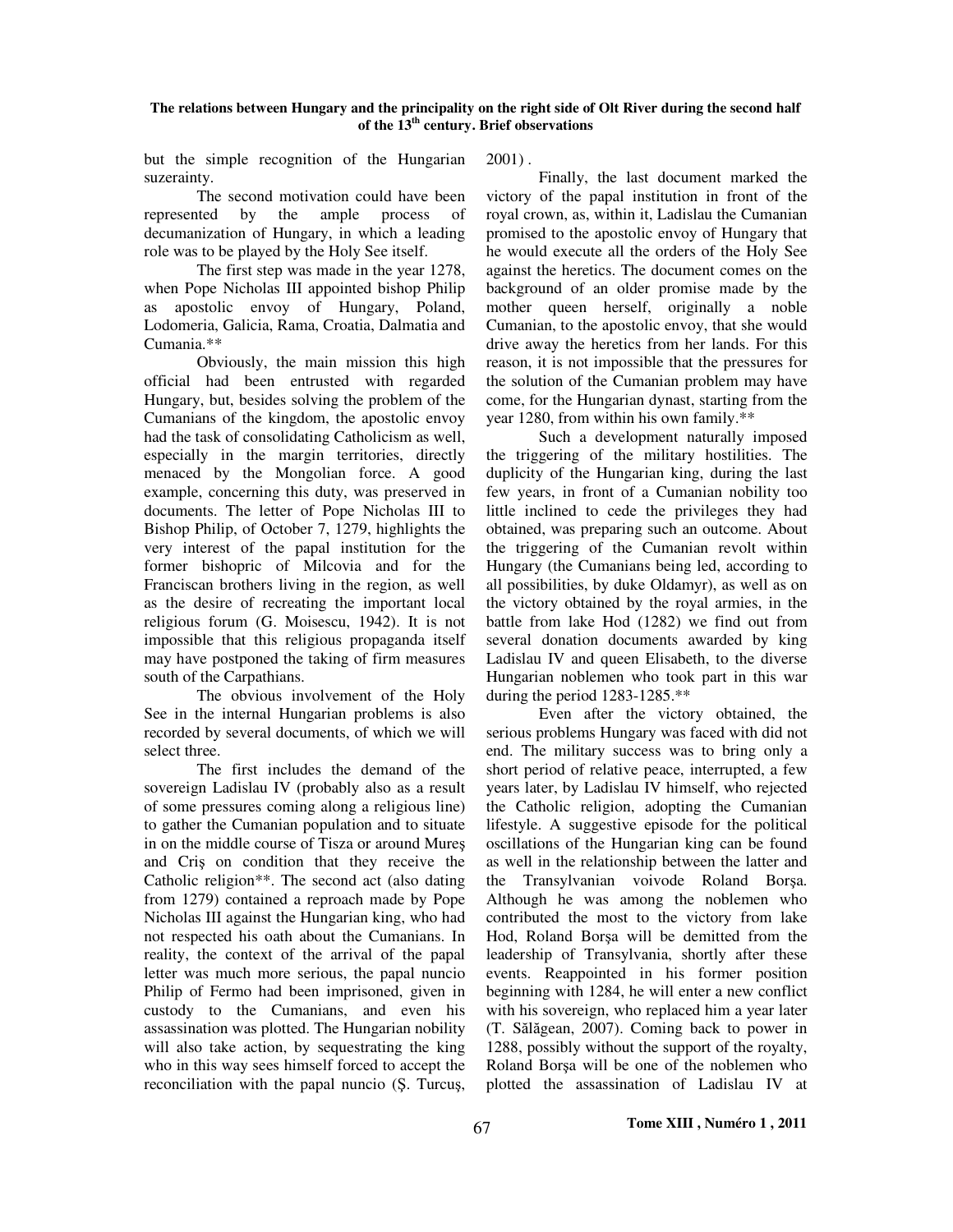but the simple recognition of the Hungarian suzerainty.

The second motivation could have been represented by the ample process of decumanization of Hungary, in which a leading role was to be played by the Holy See itself.

The first step was made in the year 1278, when Pope Nicholas III appointed bishop Philip as apostolic envoy of Hungary, Poland, Lodomeria, Galicia, Rama, Croatia, Dalmatia and Cumania.**

Obviously, the main mission this high official had been entrusted with regarded Hungary, but, besides solving the problem of the Cumanians of the kingdom, the apostolic envoy had the task of consolidating Catholicism as well, especially in the margin territories, directly menaced by the Mongolian force. A good example, concerning this duty, was preserved in documents. The letter of Pope Nicholas III to Bishop Philip, of October 7, 1279, highlights the very interest of the papal institution for the former bishopric of Milcovia and for the Franciscan brothers living in the region, as well as the desire of recreating the important local religious forum (G. Moisescu, 1942). It is not impossible that this religious propaganda itself may have postponed the taking of firm measures south of the Carpathians.

The obvious involvement of the Holy See in the internal Hungarian problems is also recorded by several documents, of which we will select three.

The first includes the demand of the sovereign Ladislau IV (probably also as a result of some pressures coming along a religious line) to gather the Cumanian population and to situate in on the middle course of Tisza or around Mureş and Criş on condition that they receive the Catholic religion**. The second act (also dating from 1279) contained a reproach made by Pope Nicholas III against the Hungarian king, who had not respected his oath about the Cumanians. In reality, the context of the arrival of the papal letter was much more serious, the papal nuncio Philip of Fermo had been imprisoned, given in custody to the Cumanians, and even his assassination was plotted. The Hungarian nobility will also take action, by sequestrating the king who in this way sees himself forced to accept the reconciliation with the papal nuncio (Ş. Turcuş, 2001) .

Finally, the last document marked the victory of the papal institution in front of the royal crown, as, within it, Ladislau the Cumanian promised to the apostolic envoy of Hungary that he would execute all the orders of the Holy See against the heretics. The document comes on the background of an older promise made by the mother queen herself, originally a noble Cumanian, to the apostolic envoy, that she would drive away the heretics from her lands. For this reason, it is not impossible that the pressures for the solution of the Cumanian problem may have come, for the Hungarian dynast, starting from the year 1280, from within his own family.**

Such a development naturally imposed the triggering of the military hostilities. The duplicity of the Hungarian king, during the last few years, in front of a Cumanian nobility too little inclined to cede the privileges they had obtained, was preparing such an outcome. About the triggering of the Cumanian revolt within Hungary (the Cumanians being led, according to all possibilities, by duke Oldamyr), as well as on the victory obtained by the royal armies, in the battle from lake Hod (1282) we find out from several donation documents awarded by king Ladislau IV and queen Elisabeth, to the diverse Hungarian noblemen who took part in this war during the period 1283-1285.**

Even after the victory obtained, the serious problems Hungary was faced with did not end. The military success was to bring only a short period of relative peace, interrupted, a few years later, by Ladislau IV himself, who rejected the Catholic religion, adopting the Cumanian lifestyle. A suggestive episode for the political oscillations of the Hungarian king can be found as well in the relationship between the latter and the Transylvanian voivode Roland Borşa. Although he was among the noblemen who contributed the most to the victory from lake Hod, Roland Borşa will be demitted from the leadership of Transylvania, shortly after these events. Reappointed in his former position beginning with 1284, he will enter a new conflict with his sovereign, who replaced him a year later (T. Sălăgean, 2007). Coming back to power in 1288, possibly without the support of the royalty, Roland Borşa will be one of the noblemen who plotted the assassination of Ladislau IV at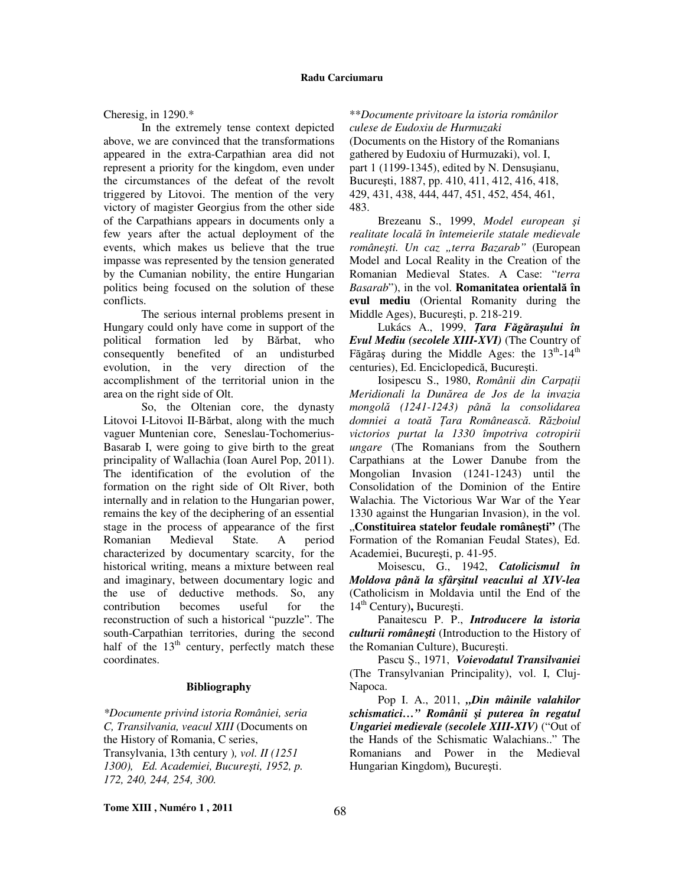Cheresig, in 1290.*

In the extremely tense context depicted above, we are convinced that the transformations appeared in the extra-Carpathian area did not represent a priority for the kingdom, even under the circumstances of the defeat of the revolt triggered by Litovoi. The mention of the very victory of magister Georgius from the other side of the Carpathians appears in documents only a few years after the actual deployment of the events, which makes us believe that the true impasse was represented by the tension generated by the Cumanian nobility, the entire Hungarian politics being focused on the solution of these conflicts.

The serious internal problems present in Hungary could only have come in support of the political formation led by Bărbat, who consequently benefited of an undisturbed evolution, in the very direction of the accomplishment of the territorial union in the area on the right side of Olt.

So, the Oltenian core, the dynasty Litovoi I-Litovoi II-Bărbat, along with the much vaguer Muntenian core, Seneslau-Tochomerius-Basarab I, were going to give birth to the great principality of Wallachia (Ioan Aurel Pop, 2011). The identification of the evolution of the formation on the right side of Olt River, both internally and in relation to the Hungarian power, remains the key of the deciphering of an essential stage in the process of appearance of the first Romanian Medieval State. A period characterized by documentary scarcity, for the historical writing, means a mixture between real and imaginary, between documentary logic and the use of deductive methods. So, any contribution becomes useful for the reconstruction of such a historical "puzzle". The south-Carpathian territories, during the second half of the 13th century, perfectly match these coordinates.

## Bibliography

**Documente privind istoria României, seria C, Transilvania, veacul XIII* (Documents on the History of Romania, C series, Transylvania, 13th century )*, vol. II (1251 1300), Ed. Academiei, Bucureşti, 1952, p. 172, 240, 244, 254, 300.*

***Documente privitoare la istoria românilor culese de Eudoxiu de Hurmuzaki* (Documents on the History of the Romanians gathered by Eudoxiu of Hurmuzaki), vol. I, part 1 (1199-1345), edited by N. Densuşianu, Bucureşti, 1887, pp. 410, 411, 412, 416, 418, 429, 431, 438, 444, 447, 451, 452, 454, 461, 483.

Brezeanu S., 1999, *Model european şi realitate locală în întemeierile statale medievale româneşti. Un caz „terra Bazarab"* (European Model and Local Reality in the Creation of the Romanian Medieval States. A Case: "*terra Basarab*"), in the vol. **Romanitatea orientală în evul mediu** (Oriental Romanity during the Middle Ages), Bucureşti, p. 218-219.

Lukács A., 1999, ***Ţara Făgăraşului în Evul Mediu (secolele XIII-XVI)*** (The Country of Făgăraş during the Middle Ages: the 13th-14th centuries), Ed. Enciclopedică, Bucureşti.

Iosipescu S., 1980, *Românii din Carpaţii Meridionali la Dunărea de Jos de la invazia mongolă (1241-1243) până la consolidarea domniei a toată Ţara Românească. Războiul victorios purtat la 1330 împotriva cotropirii ungare* (The Romanians from the Southern Carpathians at the Lower Danube from the Mongolian Invasion (1241-1243) until the Consolidation of the Dominion of the Entire Walachia. The Victorious War War of the Year 1330 against the Hungarian Invasion), in the vol. „**Constituirea statelor feudale româneşti"** (The Formation of the Romanian Feudal States), Ed. Academiei, Bucureşti, p. 41-95.

Moisescu, G., 1942, ***Catolicismul în Moldova până la sfârşitul veacului al XIV-lea*** (Catholicism in Moldavia until the End of the 14th Century)**,** Bucureşti.

Panaitescu P. P., ***Introducere la istoria culturii româneşti*** (Introduction to the History of the Romanian Culture), Bucureşti.

Pascu Ş., 1971, ***Voievodatul Transilvaniei*** (The Transylvanian Principality), vol. I, Cluj-Napoca.

Pop I. A., 2011, ***„Din mâinile valahilor schismatici…" Românii şi puterea în regatul Ungariei medievale (secolele XIII-XIV)*** ("Out of the Hands of the Schismatic Walachians.." The Romanians and Power in the Medieval Hungarian Kingdom)***,*** Bucureşti.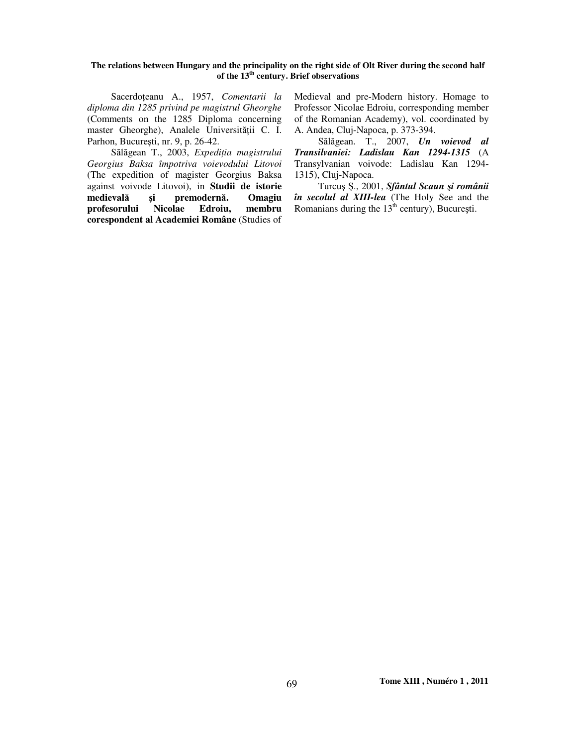Sacerdoţeanu A., 1957, *Comentarii la diploma din 1285 privind pe magistrul Gheorghe* (Comments on the 1285 Diploma concerning master Gheorghe), Analele Universităţii C. I. Parhon, Bucureşti, nr. 9, p. 26-42.

Sălăgean T., 2003, *Expediţia magistrului Georgius Baksa împotriva voievodului Litovoi* (The expedition of magister Georgius Baksa against voivode Litovoi), in **Studii de istorie medievală şi premodernă. Omagiu profesorului Nicolae Edroiu, membru corespondent al Academiei Române** (Studies of Medieval and pre-Modern history. Homage to Professor Nicolae Edroiu, corresponding member of the Romanian Academy), vol. coordinated by A. Andea, Cluj-Napoca, p. 373-394.

Sălăgean. T., 2007, ***Un voievod al Transilvaniei: Ladislau Kan 1294-1315*** (A Transylvanian voivode: Ladislau Kan 1294-1315), Cluj-Napoca.

Turcuş Ş., 2001, ***Sfântul Scaun şi românii în secolul al XIII-lea*** (The Holy See and the Romanians during the 13th century), Bucureşti.